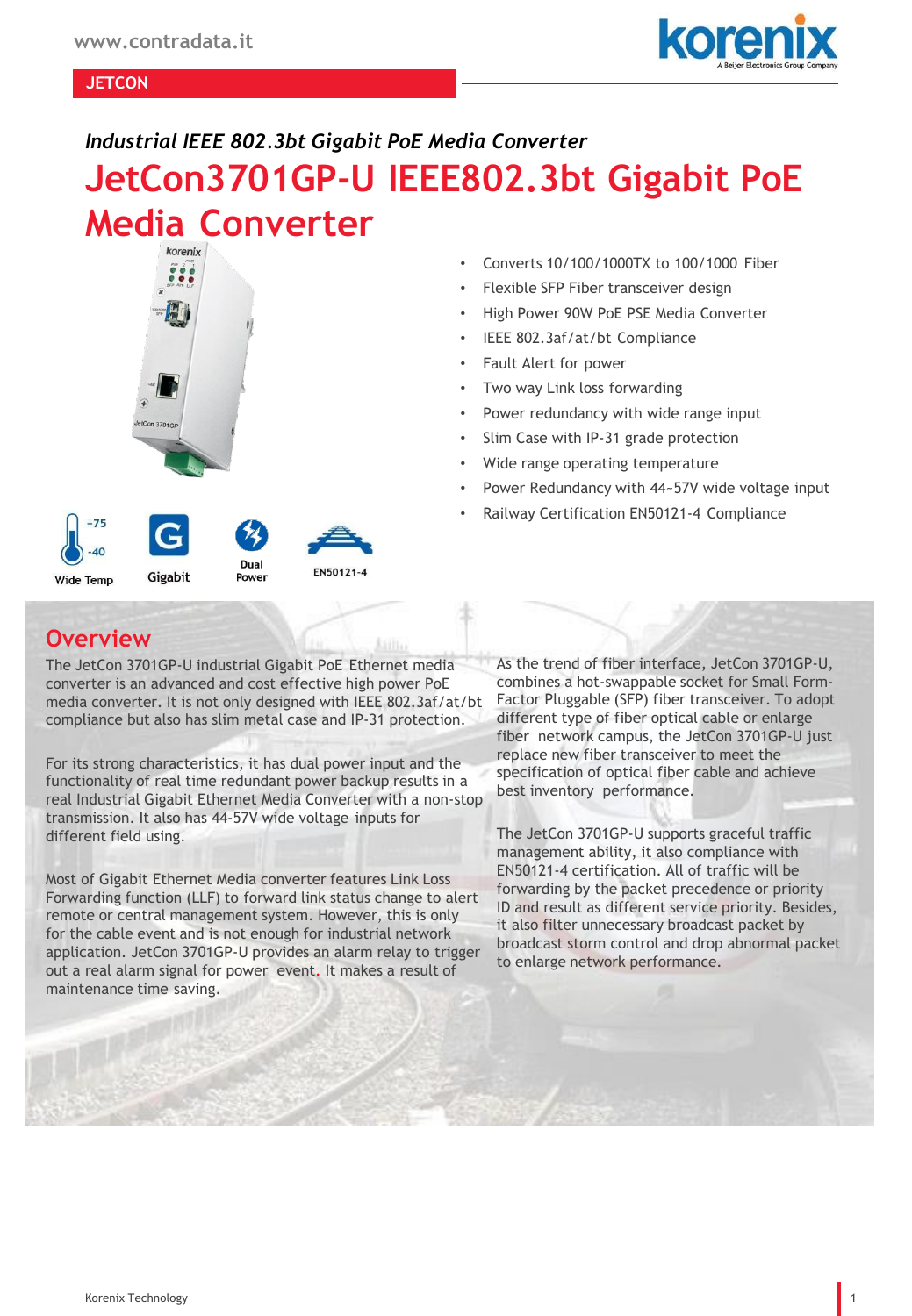*Industrial IEEE 802.3bt Gigabit PoE Media Converter*

# JetCon3701GP-U IEEE802.3bt Gigabit PoE Media Converter

- Converts 10/100/1000TX to 100/1000 Fiber
- Flexible SFP Fiber transceiver design
- High Power 90W PoE PSE Media Converter
- IEEE 802.3af/at/bt Compliance
- Fault Alert for power
- Two way Link loss forwarding
- Power redundancy with wide range input
- Slim Case with IP-31 grade protection
- Wide range operating temperature
- Power Redundancy with 44~57V wide voltage input
- Railway Certification EN50121-4 Compliance

+75 -40 Wide Temp | Gigabit | Dual Power | EN50121-4

## Overview

The JetCon 3701GP-U industrial Gigabit PoE Ethernet media converter is an advanced and cost effective high power PoE media converter. It is not only designed with IEEE 802.3af/at/bt compliance but also has slim metal case and IP-31 protection.

For its strong characteristics, it has dual power input and the functionality of real time redundant power backup results in a real Industrial Gigabit Ethernet Media Converter with a non-stop transmission. It also has 44-57V wide voltage inputs for different field using.

Most of Gigabit Ethernet Media converter features Link Loss Forwarding function (LLF) to forward link status change to alert remote or central management system. However, this is only for the cable event and is not enough for industrial network application. JetCon 3701GP-U provides an alarm relay to trigger out a real alarm signal for power event. It makes a result of maintenance time saving.

As the trend of fiber interface, JetCon 3701GP-U, combines a hot-swappable socket for Small Form-Factor Pluggable (SFP) fiber transceiver. To adopt different type of fiber optical cable or enlarge fiber network campus, the JetCon 3701GP-U just replace new fiber transceiver to meet the specification of optical fiber cable and achieve best inventory performance.

The JetCon 3701GP-U supports graceful traffic management ability, it also compliance with EN50121-4 certification. All of traffic will be forwarding by the packet precedence or priority ID and result as different service priority. Besides, it also filter unnecessary broadcast packet by broadcast storm control and drop abnormal packet to enlarge network performance.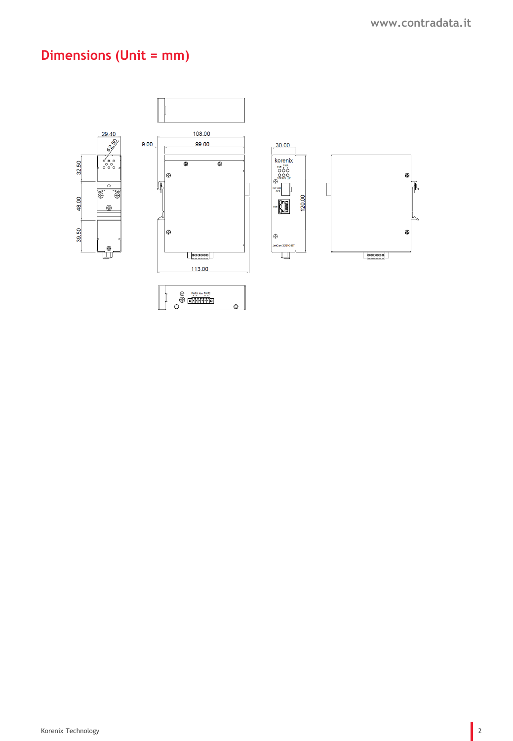# Dimensions (Unit = mm)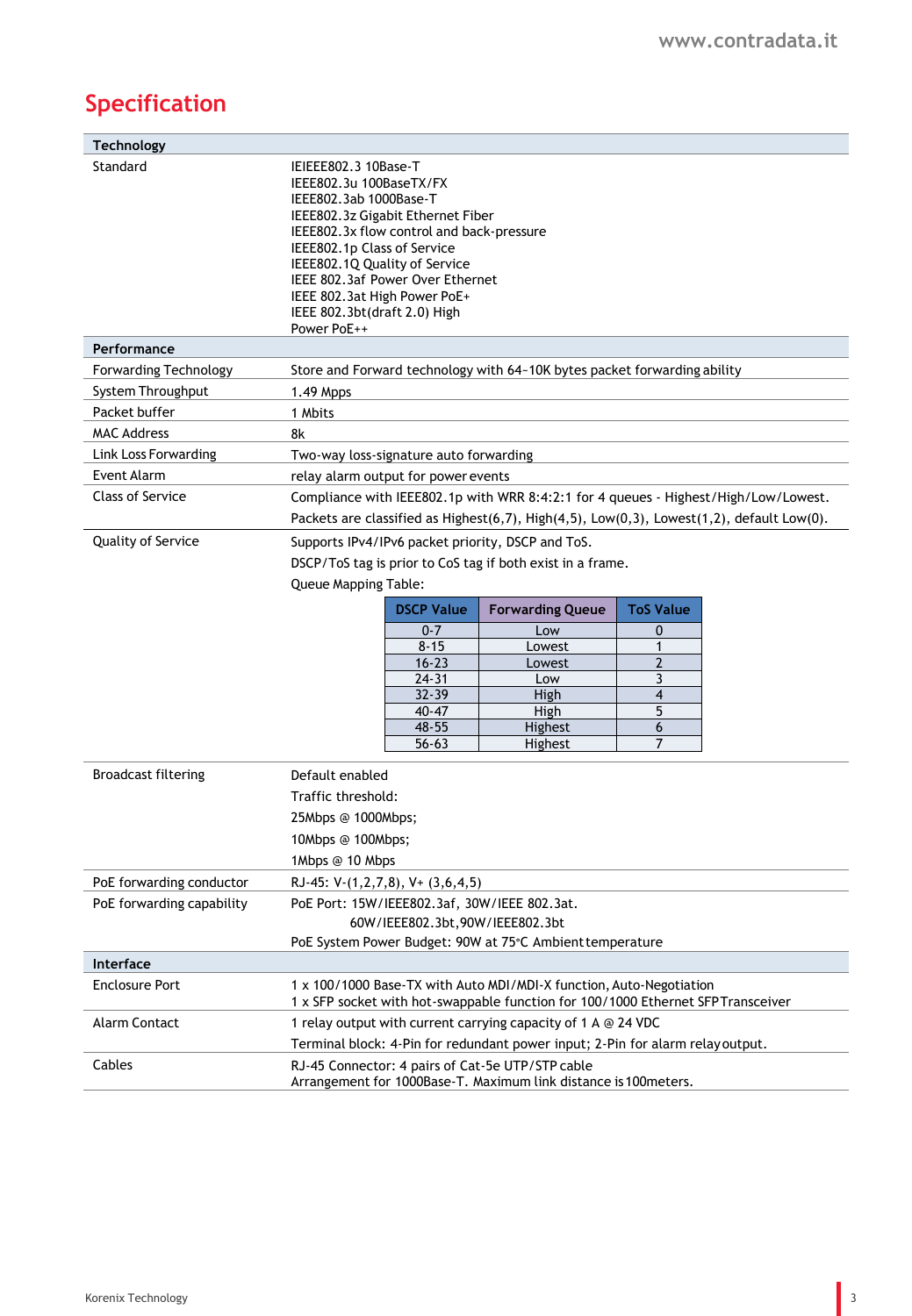# Specification

| Technology | |
|---|---|
| Standard | IEIEEE802.3 10Base-T<br>IEEE802.3u 100BaseTX/FX<br>IEEE802.3ab 1000Base-T<br>IEEE802.3z Gigabit Ethernet Fiber<br>IEEE802.3x flow control and back-pressure<br>IEEE802.1p Class of Service<br>IEEE802.1Q Quality of Service<br>IEEE 802.3af Power Over Ethernet<br>IEEE 802.3at High Power PoE+<br>IEEE 802.3bt(draft 2.0) High<br>Power PoE++ |
| **Performance** | |
| Forwarding Technology | Store and Forward technology with 64~10K bytes packet forwarding ability |
| System Throughput | 1.49 Mpps |
| Packet buffer | 1 Mbits |
| MAC Address | 8k |
| Link Loss Forwarding | Two-way loss-signature auto forwarding |
| Event Alarm | relay alarm output for power events |
| Class of Service | Compliance with IEEE802.1p with WRR 8:4:2:1 for 4 queues - Highest/High/Low/Lowest.<br>Packets are classified as Highest(6,7), High(4,5), Low(0,3), Lowest(1,2), default Low(0). |
| Quality of Service | Supports IPv4/IPv6 packet priority, DSCP and ToS.<br>DSCP/ToS tag is prior to CoS tag if both exist in a frame.<br>Queue Mapping Table: |

| DSCP Value | Forwarding Queue | ToS Value |
|---|---|---|
| 0-7 | Low | 0 |
| 8-15 | Lowest | 1 |
| 16-23 | Lowest | 2 |
| 24-31 | Low | 3 |
| 32-39 | High | 4 |
| 40-47 | High | 5 |
| 48-55 | Highest | 6 |
| 56-63 | Highest | 7 |

| | |
|---|---|
| Broadcast filtering | Default enabled<br>Traffic threshold:<br>25Mbps @ 1000Mbps;<br>10Mbps @ 100Mbps;<br>1Mbps @ 10 Mbps |
| PoE forwarding conductor | RJ-45: V-(1,2,7,8), V+ (3,6,4,5) |
| PoE forwarding capability | PoE Port: 15W/IEEE802.3af, 30W/IEEE 802.3at.<br>60W/IEEE802.3bt,90W/IEEE802.3bt<br>PoE System Power Budget: 90W at 75°C Ambient temperature |
| **Interface** | |
| Enclosure Port | 1 x 100/1000 Base-TX with Auto MDI/MDI-X function, Auto-Negotiation<br>1 x SFP socket with hot-swappable function for 100/1000 Ethernet SFP Transceiver |
| Alarm Contact | 1 relay output with current carrying capacity of 1 A @ 24 VDC<br>Terminal block: 4-Pin for redundant power input; 2-Pin for alarm relay output. |
| Cables | RJ-45 Connector: 4 pairs of Cat-5e UTP/STP cable<br>Arrangement for 1000Base-T. Maximum link distance is 100meters. |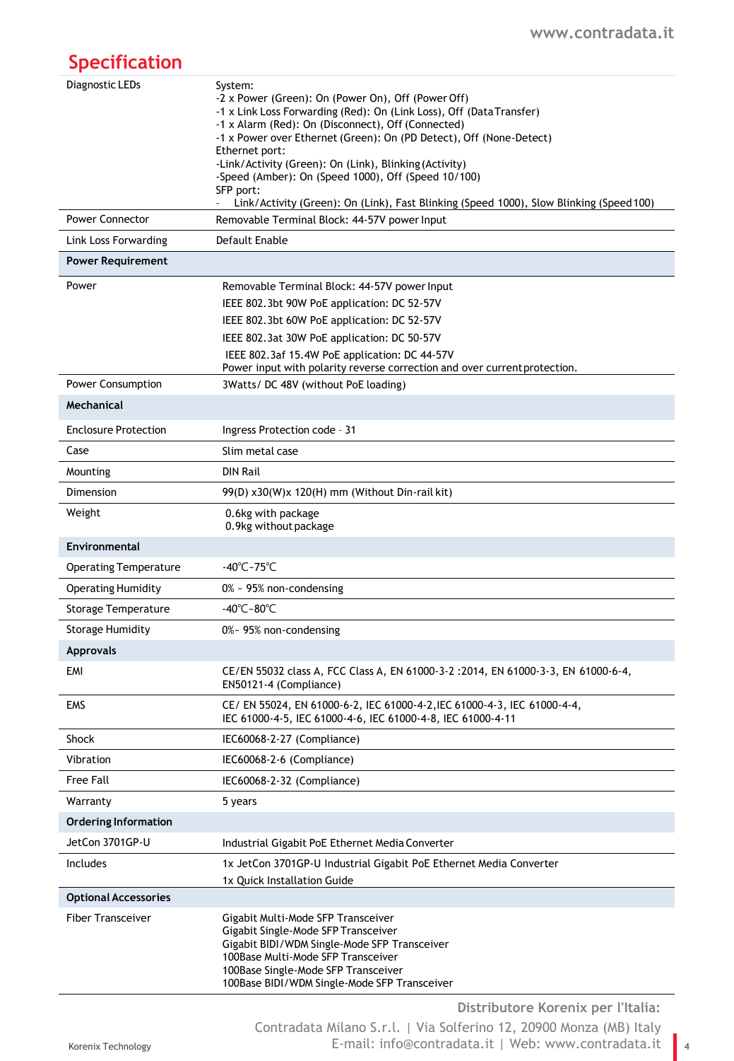# Specification

| | |
|---|---|
| Diagnostic LEDs | System:<br>-2 x Power (Green): On (Power On), Off (Power Off)<br>-1 x Link Loss Forwarding (Red): On (Link Loss), Off (Data Transfer)<br>-1 x Alarm (Red): On (Disconnect), Off (Connected)<br>-1 x Power over Ethernet (Green): On (PD Detect), Off (None-Detect)<br>Ethernet port:<br>-Link/Activity (Green): On (Link), Blinking (Activity)<br>-Speed (Amber): On (Speed 1000), Off (Speed 10/100)<br>SFP port:<br>- Link/Activity (Green): On (Link), Fast Blinking (Speed 1000), Slow Blinking (Speed 100) |
| Power Connector | Removable Terminal Block: 44-57V power Input |
| Link Loss Forwarding | Default Enable |
| **Power Requirement** | |
| Power | Removable Terminal Block: 44-57V power Input<br>IEEE 802.3bt 90W PoE application: DC 52-57V<br>IEEE 802.3bt 60W PoE application: DC 52-57V<br>IEEE 802.3at 30W PoE application: DC 50-57V<br>IEEE 802.3af 15.4W PoE application: DC 44-57V<br>Power input with polarity reverse correction and over current protection. |
| Power Consumption | 3Watts/ DC 48V (without PoE loading) |
| **Mechanical** | |
| Enclosure Protection | Ingress Protection code - 31 |
| Case | Slim metal case |
| Mounting | DIN Rail |
| Dimension | 99(D) x30(W)x 120(H) mm (Without Din-rail kit) |
| Weight | 0.6kg with package<br>0.9kg without package |
| **Environmental** | |
| Operating Temperature | -40℃~75℃ |
| Operating Humidity | 0% ~ 95% non-condensing |
| Storage Temperature | -40℃~80℃ |
| Storage Humidity | 0%~ 95% non-condensing |
| **Approvals** | |
| EMI | CE/EN 55032 class A, FCC Class A, EN 61000-3-2 :2014, EN 61000-3-3, EN 61000-6-4, EN50121-4 (Compliance) |
| EMS | CE/ EN 55024, EN 61000-6-2, IEC 61000-4-2,IEC 61000-4-3, IEC 61000-4-4, IEC 61000-4-5, IEC 61000-4-6, IEC 61000-4-8, IEC 61000-4-11 |
| Shock | IEC60068-2-27 (Compliance) |
| Vibration | IEC60068-2-6 (Compliance) |
| Free Fall | IEC60068-2-32 (Compliance) |
| Warranty | 5 years |
| **Ordering Information** | |
| JetCon 3701GP-U | Industrial Gigabit PoE Ethernet Media Converter |
| Includes | 1x JetCon 3701GP-U Industrial Gigabit PoE Ethernet Media Converter<br>1x Quick Installation Guide |
| **Optional Accessories** | |
| Fiber Transceiver | Gigabit Multi-Mode SFP Transceiver<br>Gigabit Single-Mode SFP Transceiver<br>Gigabit BIDI/WDM Single-Mode SFP Transceiver<br>100Base Multi-Mode SFP Transceiver<br>100Base Single-Mode SFP Transceiver<br>100Base BIDI/WDM Single-Mode SFP Transceiver |

**Distributore Korenix per l'Italia:**

Contradata Milano S.r.l. | Via Solferino 12, 20900 Monza (MB) Italy
E-mail: info@contradata.it | Web: www.contradata.it